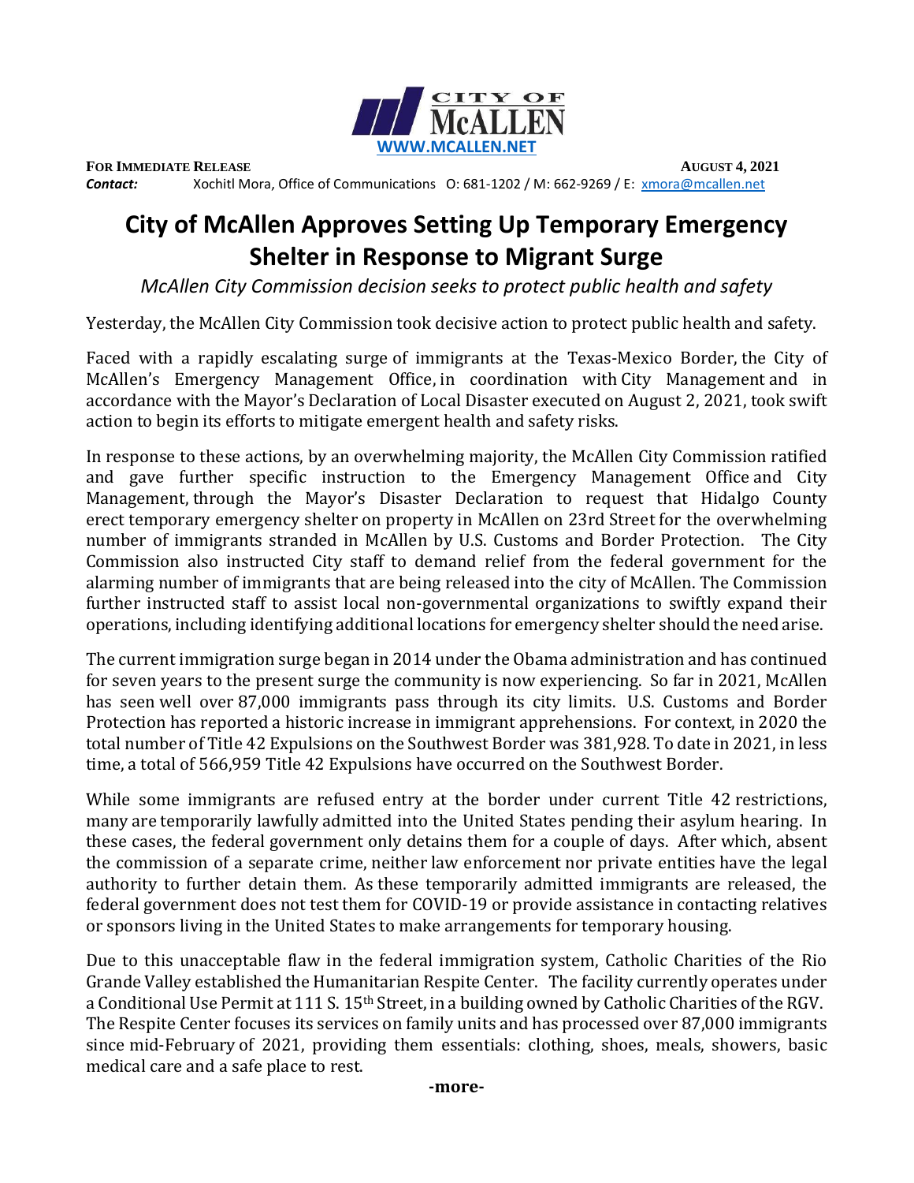CITY OF McALLEN

WWW.MCALLEN.NET

**FOR IMMEDIATE RELEASE** **AUGUST 4, 2021**

***Contact:*** Xochitl Mora, Office of Communications O: 681-1202 / M: 662-9269 / E: xmora@mcallen.net

# City of McAllen Approves Setting Up Temporary Emergency Shelter in Response to Migrant Surge

*McAllen City Commission decision seeks to protect public health and safety*

Yesterday, the McAllen City Commission took decisive action to protect public health and safety.

Faced with a rapidly escalating surge of immigrants at the Texas-Mexico Border, the City of McAllen's Emergency Management Office, in coordination with City Management and in accordance with the Mayor's Declaration of Local Disaster executed on August 2, 2021, took swift action to begin its efforts to mitigate emergent health and safety risks.

In response to these actions, by an overwhelming majority, the McAllen City Commission ratified and gave further specific instruction to the Emergency Management Office and City Management, through the Mayor's Disaster Declaration to request that Hidalgo County erect temporary emergency shelter on property in McAllen on 23rd Street for the overwhelming number of immigrants stranded in McAllen by U.S. Customs and Border Protection. The City Commission also instructed City staff to demand relief from the federal government for the alarming number of immigrants that are being released into the city of McAllen. The Commission further instructed staff to assist local non-governmental organizations to swiftly expand their operations, including identifying additional locations for emergency shelter should the need arise.

The current immigration surge began in 2014 under the Obama administration and has continued for seven years to the present surge the community is now experiencing. So far in 2021, McAllen has seen well over 87,000 immigrants pass through its city limits. U.S. Customs and Border Protection has reported a historic increase in immigrant apprehensions. For context, in 2020 the total number of Title 42 Expulsions on the Southwest Border was 381,928. To date in 2021, in less time, a total of 566,959 Title 42 Expulsions have occurred on the Southwest Border.

While some immigrants are refused entry at the border under current Title 42 restrictions, many are temporarily lawfully admitted into the United States pending their asylum hearing. In these cases, the federal government only detains them for a couple of days. After which, absent the commission of a separate crime, neither law enforcement nor private entities have the legal authority to further detain them. As these temporarily admitted immigrants are released, the federal government does not test them for COVID-19 or provide assistance in contacting relatives or sponsors living in the United States to make arrangements for temporary housing.

Due to this unacceptable flaw in the federal immigration system, Catholic Charities of the Rio Grande Valley established the Humanitarian Respite Center. The facility currently operates under a Conditional Use Permit at 111 S. 15th Street, in a building owned by Catholic Charities of the RGV. The Respite Center focuses its services on family units and has processed over 87,000 immigrants since mid-February of 2021, providing them essentials: clothing, shoes, meals, showers, basic medical care and a safe place to rest.

-more-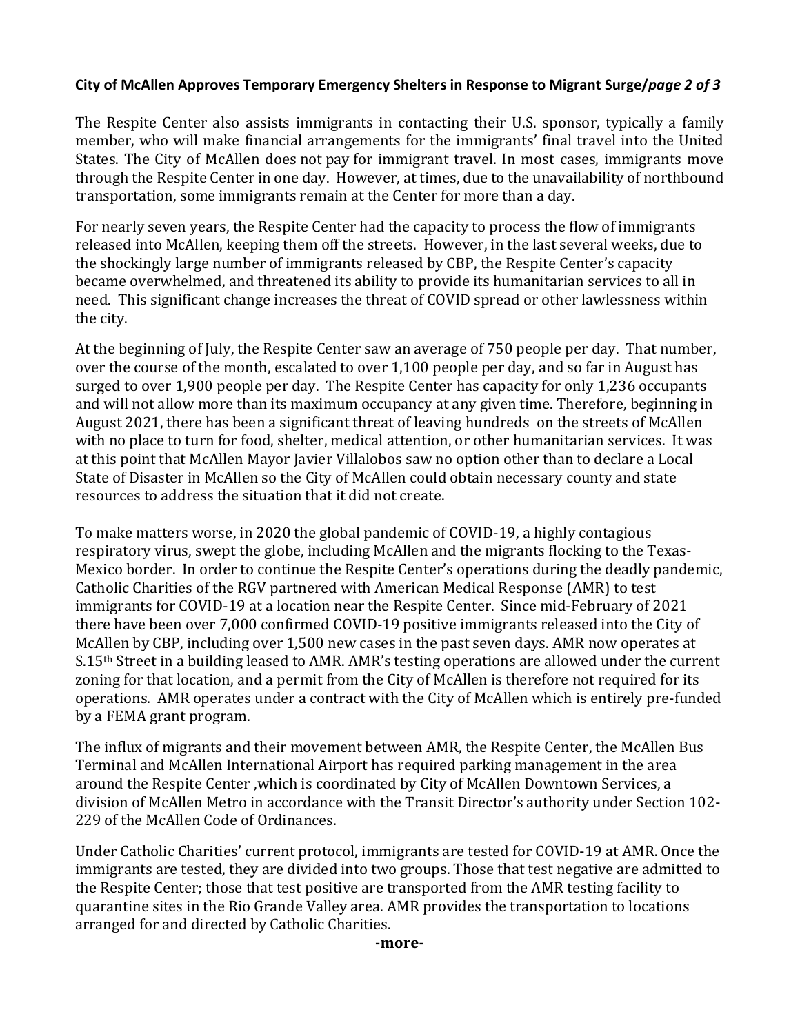The Respite Center also assists immigrants in contacting their U.S. sponsor, typically a family member, who will make financial arrangements for the immigrants' final travel into the United States. The City of McAllen does not pay for immigrant travel. In most cases, immigrants move through the Respite Center in one day. However, at times, due to the unavailability of northbound transportation, some immigrants remain at the Center for more than a day.

For nearly seven years, the Respite Center had the capacity to process the flow of immigrants released into McAllen, keeping them off the streets. However, in the last several weeks, due to the shockingly large number of immigrants released by CBP, the Respite Center's capacity became overwhelmed, and threatened its ability to provide its humanitarian services to all in need. This significant change increases the threat of COVID spread or other lawlessness within the city.

At the beginning of July, the Respite Center saw an average of 750 people per day. That number, over the course of the month, escalated to over 1,100 people per day, and so far in August has surged to over 1,900 people per day. The Respite Center has capacity for only 1,236 occupants and will not allow more than its maximum occupancy at any given time. Therefore, beginning in August 2021, there has been a significant threat of leaving hundreds on the streets of McAllen with no place to turn for food, shelter, medical attention, or other humanitarian services. It was at this point that McAllen Mayor Javier Villalobos saw no option other than to declare a Local State of Disaster in McAllen so the City of McAllen could obtain necessary county and state resources to address the situation that it did not create.

To make matters worse, in 2020 the global pandemic of COVID-19, a highly contagious respiratory virus, swept the globe, including McAllen and the migrants flocking to the Texas-Mexico border. In order to continue the Respite Center's operations during the deadly pandemic, Catholic Charities of the RGV partnered with American Medical Response (AMR) to test immigrants for COVID-19 at a location near the Respite Center. Since mid-February of 2021 there have been over 7,000 confirmed COVID-19 positive immigrants released into the City of McAllen by CBP, including over 1,500 new cases in the past seven days. AMR now operates at S.15th Street in a building leased to AMR. AMR's testing operations are allowed under the current zoning for that location, and a permit from the City of McAllen is therefore not required for its operations. AMR operates under a contract with the City of McAllen which is entirely pre-funded by a FEMA grant program.

The influx of migrants and their movement between AMR, the Respite Center, the McAllen Bus Terminal and McAllen International Airport has required parking management in the area around the Respite Center ,which is coordinated by City of McAllen Downtown Services, a division of McAllen Metro in accordance with the Transit Director's authority under Section 102-229 of the McAllen Code of Ordinances.

Under Catholic Charities' current protocol, immigrants are tested for COVID-19 at AMR. Once the immigrants are tested, they are divided into two groups. Those that test negative are admitted to the Respite Center; those that test positive are transported from the AMR testing facility to quarantine sites in the Rio Grande Valley area. AMR provides the transportation to locations arranged for and directed by Catholic Charities.

**-more-**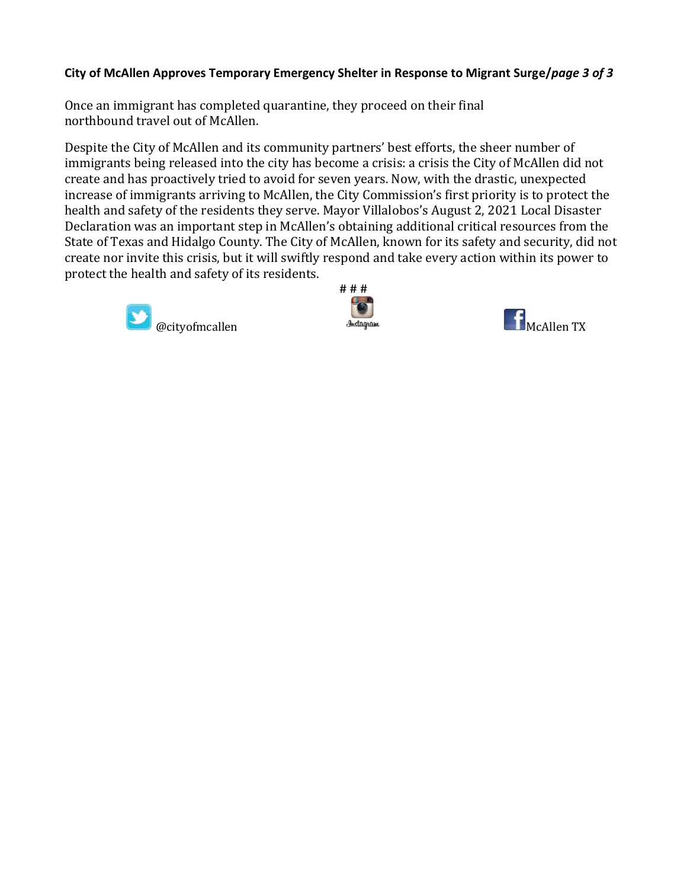Once an immigrant has completed quarantine, they proceed on their final northbound travel out of McAllen.

Despite the City of McAllen and its community partners' best efforts, the sheer number of immigrants being released into the city has become a crisis: a crisis the City of McAllen did not create and has proactively tried to avoid for seven years. Now, with the drastic, unexpected increase of immigrants arriving to McAllen, the City Commission's first priority is to protect the health and safety of the residents they serve. Mayor Villalobos's August 2, 2021 Local Disaster Declaration was an important step in McAllen's obtaining additional critical resources from the State of Texas and Hidalgo County. The City of McAllen, known for its safety and security, did not create nor invite this crisis, but it will swiftly respond and take every action within its power to protect the health and safety of its residents.

# # #

@cityofmcallen Instagram McAllen TX